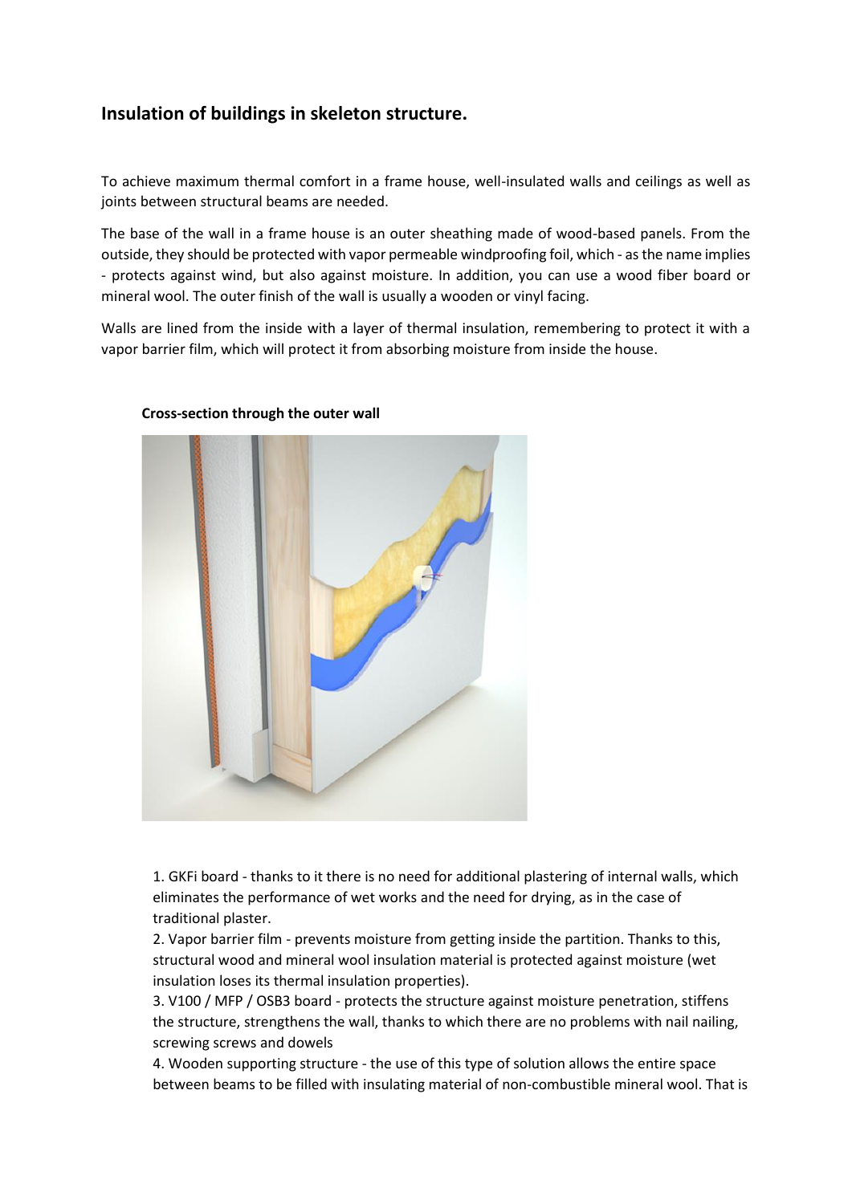## Insulation of buildings in skeleton structure.

To achieve maximum thermal comfort in a frame house, well-insulated walls and ceilings as well as joints between structural beams are needed.

The base of the wall in a frame house is an outer sheathing made of wood-based panels. From the outside, they should be protected with vapor permeable windproofing foil, which - as the name implies - protects against wind, but also against moisture. In addition, you can use a wood fiber board or mineral wool. The outer finish of the wall is usually a wooden or vinyl facing.

Walls are lined from the inside with a layer of thermal insulation, remembering to protect it with a vapor barrier film, which will protect it from absorbing moisture from inside the house.

**Cross-section through the outer wall**

1. GKFi board - thanks to it there is no need for additional plastering of internal walls, which eliminates the performance of wet works and the need for drying, as in the case of traditional plaster.
2. Vapor barrier film - prevents moisture from getting inside the partition. Thanks to this, structural wood and mineral wool insulation material is protected against moisture (wet insulation loses its thermal insulation properties).
3. V100 / MFP / OSB3 board - protects the structure against moisture penetration, stiffens the structure, strengthens the wall, thanks to which there are no problems with nail nailing, screwing screws and dowels
4. Wooden supporting structure - the use of this type of solution allows the entire space between beams to be filled with insulating material of non-combustible mineral wool. That is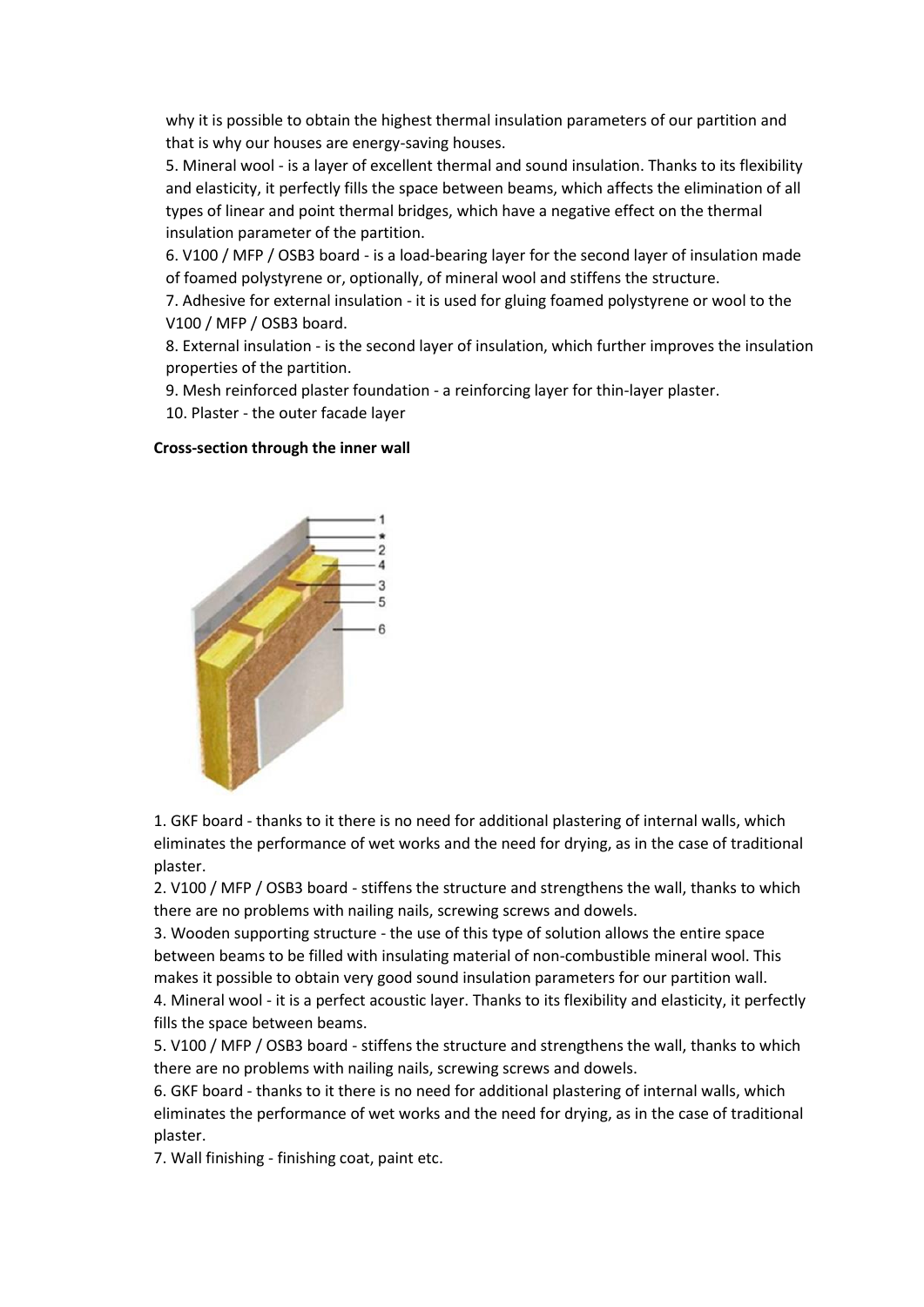why it is possible to obtain the highest thermal insulation parameters of our partition and that is why our houses are energy-saving houses.

5. Mineral wool - is a layer of excellent thermal and sound insulation. Thanks to its flexibility and elasticity, it perfectly fills the space between beams, which affects the elimination of all types of linear and point thermal bridges, which have a negative effect on the thermal insulation parameter of the partition.
6. V100 / MFP / OSB3 board - is a load-bearing layer for the second layer of insulation made of foamed polystyrene or, optionally, of mineral wool and stiffens the structure.
7. Adhesive for external insulation - it is used for gluing foamed polystyrene or wool to the V100 / MFP / OSB3 board.
8. External insulation - is the second layer of insulation, which further improves the insulation properties of the partition.
9. Mesh reinforced plaster foundation - a reinforcing layer for thin-layer plaster.
10. Plaster - the outer facade layer

**Cross-section through the inner wall**

1. GKF board - thanks to it there is no need for additional plastering of internal walls, which eliminates the performance of wet works and the need for drying, as in the case of traditional plaster.
2. V100 / MFP / OSB3 board - stiffens the structure and strengthens the wall, thanks to which there are no problems with nailing nails, screwing screws and dowels.
3. Wooden supporting structure - the use of this type of solution allows the entire space between beams to be filled with insulating material of non-combustible mineral wool. This makes it possible to obtain very good sound insulation parameters for our partition wall.
4. Mineral wool - it is a perfect acoustic layer. Thanks to its flexibility and elasticity, it perfectly fills the space between beams.
5. V100 / MFP / OSB3 board - stiffens the structure and strengthens the wall, thanks to which there are no problems with nailing nails, screwing screws and dowels.
6. GKF board - thanks to it there is no need for additional plastering of internal walls, which eliminates the performance of wet works and the need for drying, as in the case of traditional plaster.
7. Wall finishing - finishing coat, paint etc.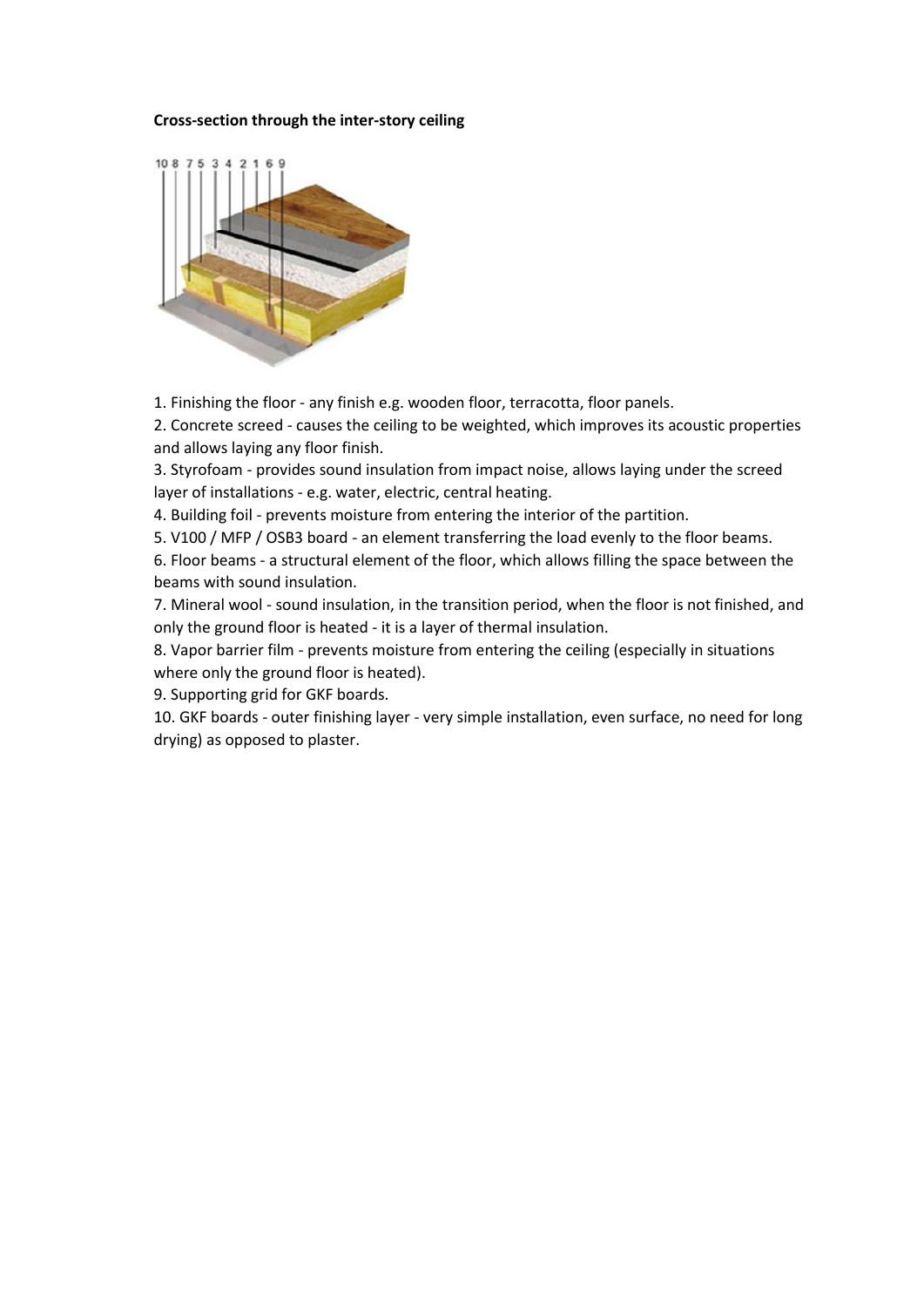**Cross-section through the inter-story ceiling**

1. Finishing the floor - any finish e.g. wooden floor, terracotta, floor panels.
2. Concrete screed - causes the ceiling to be weighted, which improves its acoustic properties and allows laying any floor finish.
3. Styrofoam - provides sound insulation from impact noise, allows laying under the screed layer of installations - e.g. water, electric, central heating.
4. Building foil - prevents moisture from entering the interior of the partition.
5. V100 / MFP / OSB3 board - an element transferring the load evenly to the floor beams.
6. Floor beams - a structural element of the floor, which allows filling the space between the beams with sound insulation.
7. Mineral wool - sound insulation, in the transition period, when the floor is not finished, and only the ground floor is heated - it is a layer of thermal insulation.
8. Vapor barrier film - prevents moisture from entering the ceiling (especially in situations where only the ground floor is heated).
9. Supporting grid for GKF boards.
10. GKF boards - outer finishing layer - very simple installation, even surface, no need for long drying) as opposed to plaster.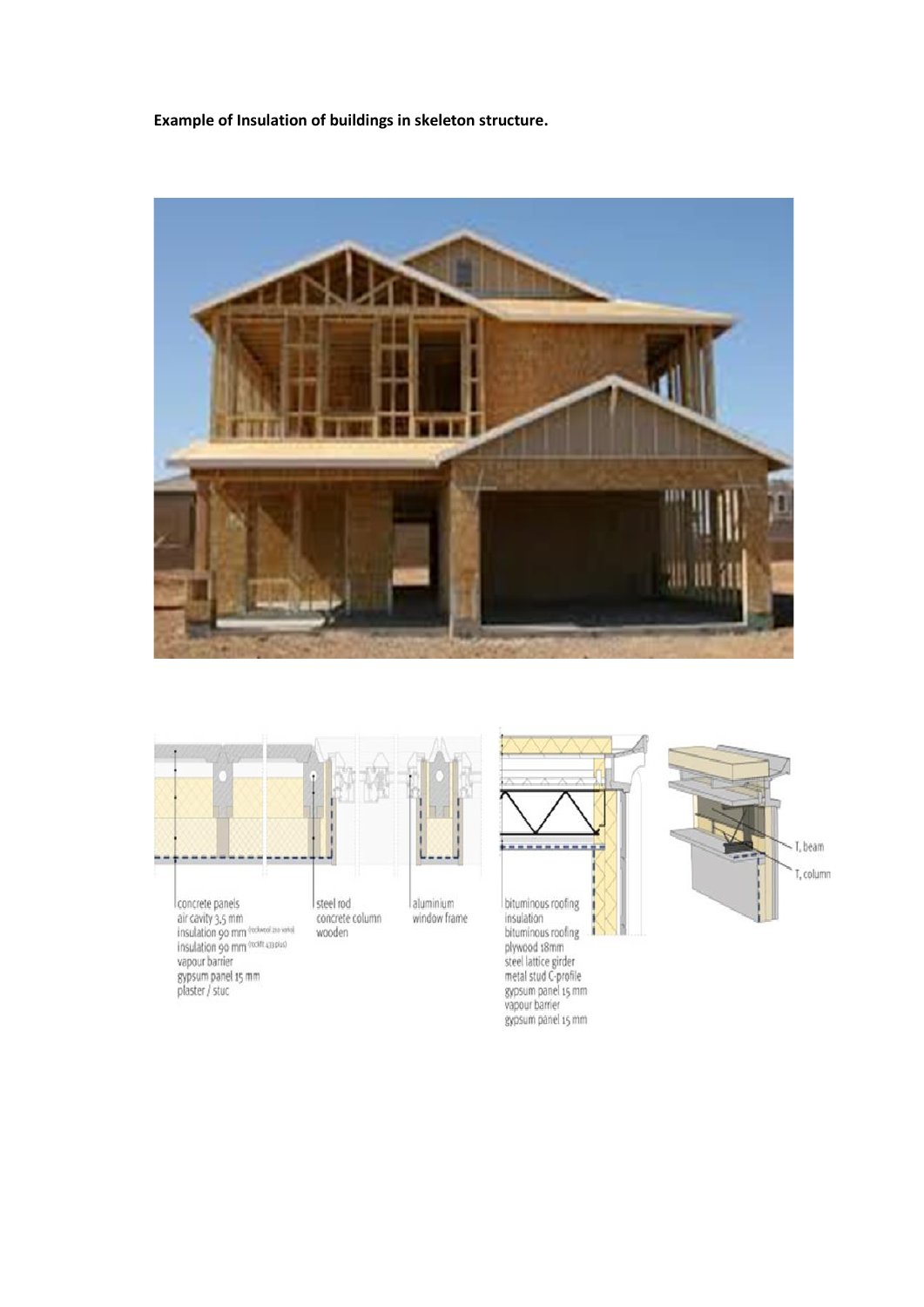**Example of Insulation of buildings in skeleton structure.**

concrete panels
air cavity 3,5 mm
insulation 90 mm (rockwool 210 vario)
insulation 90 mm (rockfit 433 plus)
vapour barrier
gypsum panel 15 mm
plaster / stuc

steel rod
concrete column
wooden

aluminium
window frame

bituminous roofing
insulation
bituminous roofing
plywood 18mm
steel lattice girder
metal stud C-profile
gypsum panel 15 mm
vapour barrier
gypsum panel 15 mm

T, beam

T, column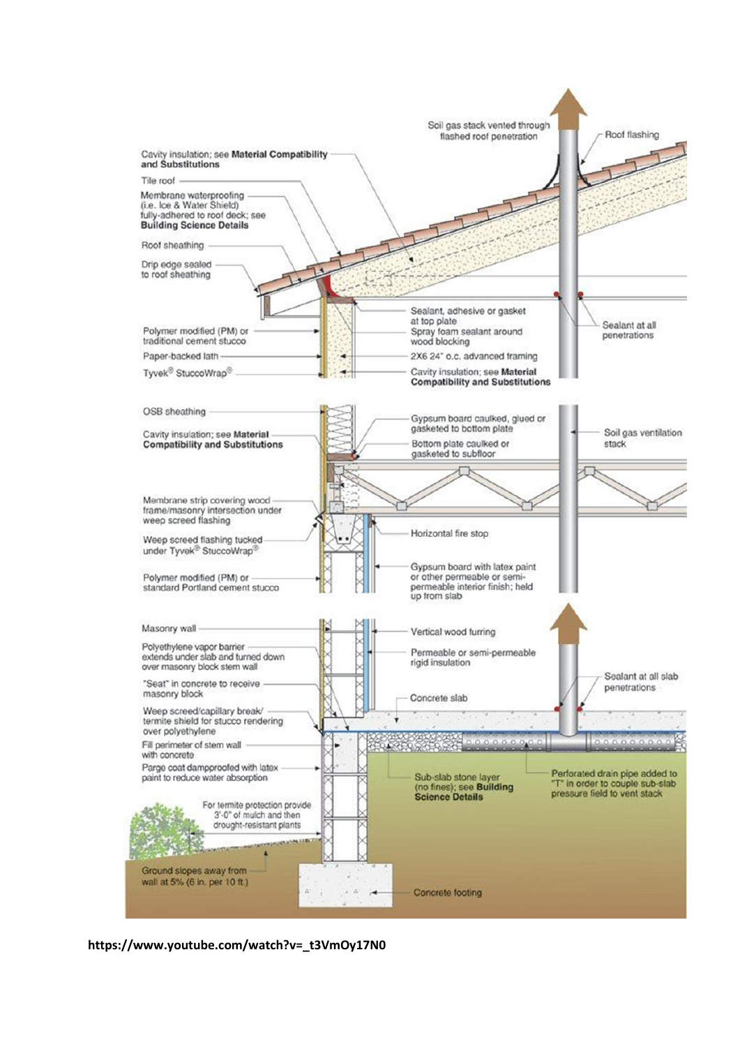Soil gas stack vented through flashed roof penetration

Roof flashing

Cavity insulation; see **Material Compatibility and Substitutions**

Tile roof

Membrane waterproofing (i.e. Ice & Water Shield) fully-adhered to roof deck; see **Building Science Details**

Roof sheathing

Drip edge sealed to roof sheathing

Sealant, adhesive or gasket at top plate

Spray foam sealant around wood blocking

Sealant at all penetrations

Polymer modified (PM) or traditional cement stucco

Paper-backed lath

2X6 24" o.c. advanced framing

Tyvek® StuccoWrap®

Cavity insulation; see **Material Compatibility and Substitutions**

OSB sheathing

Gypsum board caulked, glued or gasketed to bottom plate

Soil gas ventilation stack

Cavity insulation; see **Material Compatibility and Substitutions**

Bottom plate caulked or gasketed to subfloor

Membrane strip covering wood frame/masonry intersection under weep screed flashing

Horizontal fire stop

Weep screed flashing tucked under Tyvek® StuccoWrap®

Gypsum board with latex paint or other permeable or semi-permeable interior finish; held up from slab

Polymer modified (PM) or standard Portland cement stucco

Masonry wall

Vertical wood furring

Polyethylene vapor barrier extends under slab and turned down over masonry block stem wall

Permeable or semi-permeable rigid insulation

Sealant at all slab penetrations

"Seat" in concrete to receive masonry block

Concrete slab

Weep screed/capillary break/ termite shield for stucco rendering over polyethylene

Fill perimeter of stem wall with concrete

Parge coat dampproofed with latex paint to reduce water absorption

Sub-slab stone layer (no fines); see **Building Science Details**

Perforated drain pipe added to "T" in order to couple sub-slab pressure field to vent stack

For termite protection provide 3'-0" of mulch and then drought-resistant plants

Ground slopes away from wall at 5% (6 in. per 10 ft.)

Concrete footing

**https://www.youtube.com/watch?v=_t3VmOy17N0**